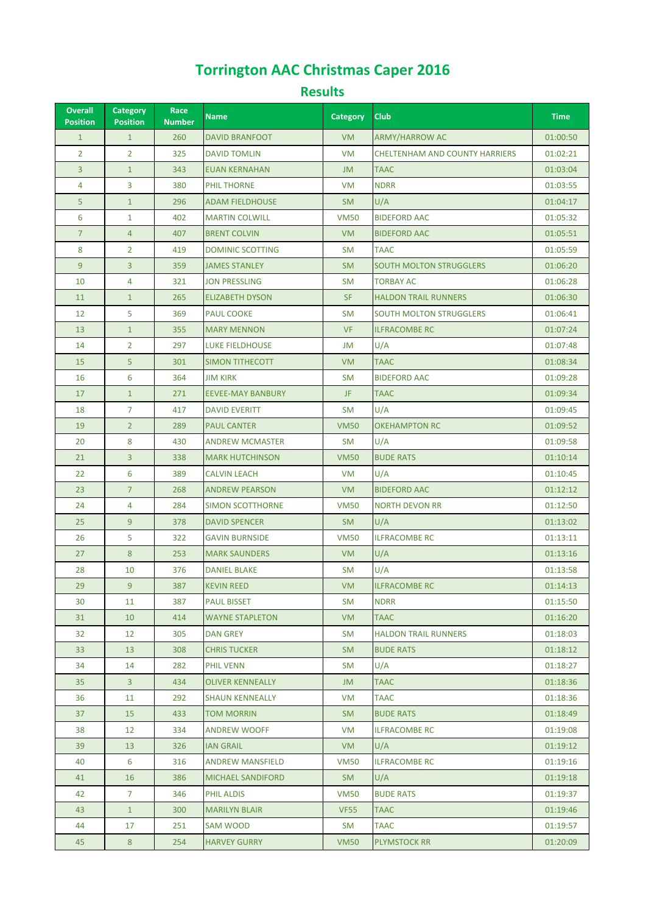# Torrington AAC Christmas Caper 2016

## Results

| Overall Position | Category Position | Race Number | Name | Category | Club | Time |
|---|---|---|---|---|---|---|
| 1 | 1 | 260 | DAVID BRANFOOT | VM | ARMY/HARROW AC | 01:00:50 |
| 2 | 2 | 325 | DAVID TOMLIN | VM | CHELTENHAM AND COUNTY HARRIERS | 01:02:21 |
| 3 | 1 | 343 | EUAN KERNAHAN | JM | TAAC | 01:03:04 |
| 4 | 3 | 380 | PHIL THORNE | VM | NDRR | 01:03:55 |
| 5 | 1 | 296 | ADAM FIELDHOUSE | SM | U/A | 01:04:17 |
| 6 | 1 | 402 | MARTIN COLWILL | VM50 | BIDEFORD AAC | 01:05:32 |
| 7 | 4 | 407 | BRENT COLVIN | VM | BIDEFORD AAC | 01:05:51 |
| 8 | 2 | 419 | DOMINIC SCOTTING | SM | TAAC | 01:05:59 |
| 9 | 3 | 359 | JAMES STANLEY | SM | SOUTH MOLTON STRUGGLERS | 01:06:20 |
| 10 | 4 | 321 | JON PRESSLING | SM | TORBAY AC | 01:06:28 |
| 11 | 1 | 265 | ELIZABETH DYSON | SF | HALDON TRAIL RUNNERS | 01:06:30 |
| 12 | 5 | 369 | PAUL COOKE | SM | SOUTH MOLTON STRUGGLERS | 01:06:41 |
| 13 | 1 | 355 | MARY MENNON | VF | ILFRACOMBE RC | 01:07:24 |
| 14 | 2 | 297 | LUKE FIELDHOUSE | JM | U/A | 01:07:48 |
| 15 | 5 | 301 | SIMON TITHECOTT | VM | TAAC | 01:08:34 |
| 16 | 6 | 364 | JIM KIRK | SM | BIDEFORD AAC | 01:09:28 |
| 17 | 1 | 271 | EEVEE-MAY BANBURY | JF | TAAC | 01:09:34 |
| 18 | 7 | 417 | DAVID EVERITT | SM | U/A | 01:09:45 |
| 19 | 2 | 289 | PAUL CANTER | VM50 | OKEHAMPTON RC | 01:09:52 |
| 20 | 8 | 430 | ANDREW MCMASTER | SM | U/A | 01:09:58 |
| 21 | 3 | 338 | MARK HUTCHINSON | VM50 | BUDE RATS | 01:10:14 |
| 22 | 6 | 389 | CALVIN LEACH | VM | U/A | 01:10:45 |
| 23 | 7 | 268 | ANDREW PEARSON | VM | BIDEFORD AAC | 01:12:12 |
| 24 | 4 | 284 | SIMON SCOTTHORNE | VM50 | NORTH DEVON RR | 01:12:50 |
| 25 | 9 | 378 | DAVID SPENCER | SM | U/A | 01:13:02 |
| 26 | 5 | 322 | GAVIN BURNSIDE | VM50 | ILFRACOMBE RC | 01:13:11 |
| 27 | 8 | 253 | MARK SAUNDERS | VM | U/A | 01:13:16 |
| 28 | 10 | 376 | DANIEL BLAKE | SM | U/A | 01:13:58 |
| 29 | 9 | 387 | KEVIN REED | VM | ILFRACOMBE RC | 01:14:13 |
| 30 | 11 | 387 | PAUL BISSET | SM | NDRR | 01:15:50 |
| 31 | 10 | 414 | WAYNE STAPLETON | VM | TAAC | 01:16:20 |
| 32 | 12 | 305 | DAN GREY | SM | HALDON TRAIL RUNNERS | 01:18:03 |
| 33 | 13 | 308 | CHRIS TUCKER | SM | BUDE RATS | 01:18:12 |
| 34 | 14 | 282 | PHIL VENN | SM | U/A | 01:18:27 |
| 35 | 3 | 434 | OLIVER KENNEALLY | JM | TAAC | 01:18:36 |
| 36 | 11 | 292 | SHAUN KENNEALLY | VM | TAAC | 01:18:36 |
| 37 | 15 | 433 | TOM MORRIN | SM | BUDE RATS | 01:18:49 |
| 38 | 12 | 334 | ANDREW WOOFF | VM | ILFRACOMBE RC | 01:19:08 |
| 39 | 13 | 326 | IAN GRAIL | VM | U/A | 01:19:12 |
| 40 | 6 | 316 | ANDREW MANSFIELD | VM50 | ILFRACOMBE RC | 01:19:16 |
| 41 | 16 | 386 | MICHAEL SANDIFORD | SM | U/A | 01:19:18 |
| 42 | 7 | 346 | PHIL ALDIS | VM50 | BUDE RATS | 01:19:37 |
| 43 | 1 | 300 | MARILYN BLAIR | VF55 | TAAC | 01:19:46 |
| 44 | 17 | 251 | SAM WOOD | SM | TAAC | 01:19:57 |
| 45 | 8 | 254 | HARVEY GURRY | VM50 | PLYMSTOCK RR | 01:20:09 |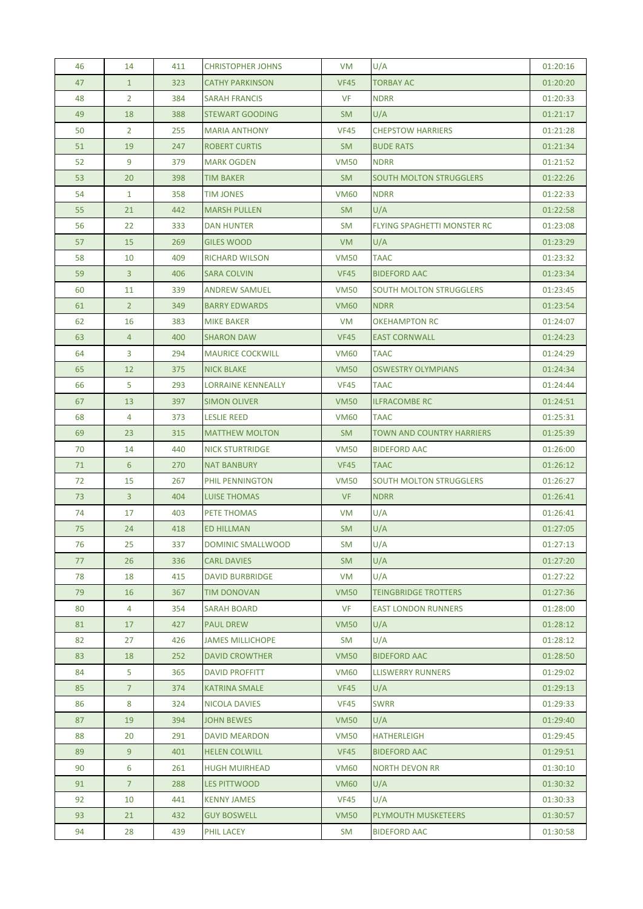| 46 | 14 | 411 | CHRISTOPHER JOHNS | VM | U/A | 01:20:16 |
|---|---|---|---|---|---|---|
| 47 | 1 | 323 | CATHY PARKINSON | VF45 | TORBAY AC | 01:20:20 |
| 48 | 2 | 384 | SARAH FRANCIS | VF | NDRR | 01:20:33 |
| 49 | 18 | 388 | STEWART GOODING | SM | U/A | 01:21:17 |
| 50 | 2 | 255 | MARIA ANTHONY | VF45 | CHEPSTOW HARRIERS | 01:21:28 |
| 51 | 19 | 247 | ROBERT CURTIS | SM | BUDE RATS | 01:21:34 |
| 52 | 9 | 379 | MARK OGDEN | VM50 | NDRR | 01:21:52 |
| 53 | 20 | 398 | TIM BAKER | SM | SOUTH MOLTON STRUGGLERS | 01:22:26 |
| 54 | 1 | 358 | TIM JONES | VM60 | NDRR | 01:22:33 |
| 55 | 21 | 442 | MARSH PULLEN | SM | U/A | 01:22:58 |
| 56 | 22 | 333 | DAN HUNTER | SM | FLYING SPAGHETTI MONSTER RC | 01:23:08 |
| 57 | 15 | 269 | GILES WOOD | VM | U/A | 01:23:29 |
| 58 | 10 | 409 | RICHARD WILSON | VM50 | TAAC | 01:23:32 |
| 59 | 3 | 406 | SARA COLVIN | VF45 | BIDEFORD AAC | 01:23:34 |
| 60 | 11 | 339 | ANDREW SAMUEL | VM50 | SOUTH MOLTON STRUGGLERS | 01:23:45 |
| 61 | 2 | 349 | BARRY EDWARDS | VM60 | NDRR | 01:23:54 |
| 62 | 16 | 383 | MIKE BAKER | VM | OKEHAMPTON RC | 01:24:07 |
| 63 | 4 | 400 | SHARON DAW | VF45 | EAST CORNWALL | 01:24:23 |
| 64 | 3 | 294 | MAURICE COCKWILL | VM60 | TAAC | 01:24:29 |
| 65 | 12 | 375 | NICK BLAKE | VM50 | OSWESTRY OLYMPIANS | 01:24:34 |
| 66 | 5 | 293 | LORRAINE KENNEALLY | VF45 | TAAC | 01:24:44 |
| 67 | 13 | 397 | SIMON OLIVER | VM50 | ILFRACOMBE RC | 01:24:51 |
| 68 | 4 | 373 | LESLIE REED | VM60 | TAAC | 01:25:31 |
| 69 | 23 | 315 | MATTHEW MOLTON | SM | TOWN AND COUNTRY HARRIERS | 01:25:39 |
| 70 | 14 | 440 | NICK STURTRIDGE | VM50 | BIDEFORD AAC | 01:26:00 |
| 71 | 6 | 270 | NAT BANBURY | VF45 | TAAC | 01:26:12 |
| 72 | 15 | 267 | PHIL PENNINGTON | VM50 | SOUTH MOLTON STRUGGLERS | 01:26:27 |
| 73 | 3 | 404 | LUISE THOMAS | VF | NDRR | 01:26:41 |
| 74 | 17 | 403 | PETE THOMAS | VM | U/A | 01:26:41 |
| 75 | 24 | 418 | ED HILLMAN | SM | U/A | 01:27:05 |
| 76 | 25 | 337 | DOMINIC SMALLWOOD | SM | U/A | 01:27:13 |
| 77 | 26 | 336 | CARL DAVIES | SM | U/A | 01:27:20 |
| 78 | 18 | 415 | DAVID BURBRIDGE | VM | U/A | 01:27:22 |
| 79 | 16 | 367 | TIM DONOVAN | VM50 | TEINGBRIDGE TROTTERS | 01:27:36 |
| 80 | 4 | 354 | SARAH BOARD | VF | EAST LONDON RUNNERS | 01:28:00 |
| 81 | 17 | 427 | PAUL DREW | VM50 | U/A | 01:28:12 |
| 82 | 27 | 426 | JAMES MILLICHOPE | SM | U/A | 01:28:12 |
| 83 | 18 | 252 | DAVID CROWTHER | VM50 | BIDEFORD AAC | 01:28:50 |
| 84 | 5 | 365 | DAVID PROFFITT | VM60 | LLISWERRY RUNNERS | 01:29:02 |
| 85 | 7 | 374 | KATRINA SMALE | VF45 | U/A | 01:29:13 |
| 86 | 8 | 324 | NICOLA DAVIES | VF45 | SWRR | 01:29:33 |
| 87 | 19 | 394 | JOHN BEWES | VM50 | U/A | 01:29:40 |
| 88 | 20 | 291 | DAVID MEARDON | VM50 | HATHERLEIGH | 01:29:45 |
| 89 | 9 | 401 | HELEN COLWILL | VF45 | BIDEFORD AAC | 01:29:51 |
| 90 | 6 | 261 | HUGH MUIRHEAD | VM60 | NORTH DEVON RR | 01:30:10 |
| 91 | 7 | 288 | LES PITTWOOD | VM60 | U/A | 01:30:32 |
| 92 | 10 | 441 | KENNY JAMES | VF45 | U/A | 01:30:33 |
| 93 | 21 | 432 | GUY BOSWELL | VM50 | PLYMOUTH MUSKETEERS | 01:30:57 |
| 94 | 28 | 439 | PHIL LACEY | SM | BIDEFORD AAC | 01:30:58 |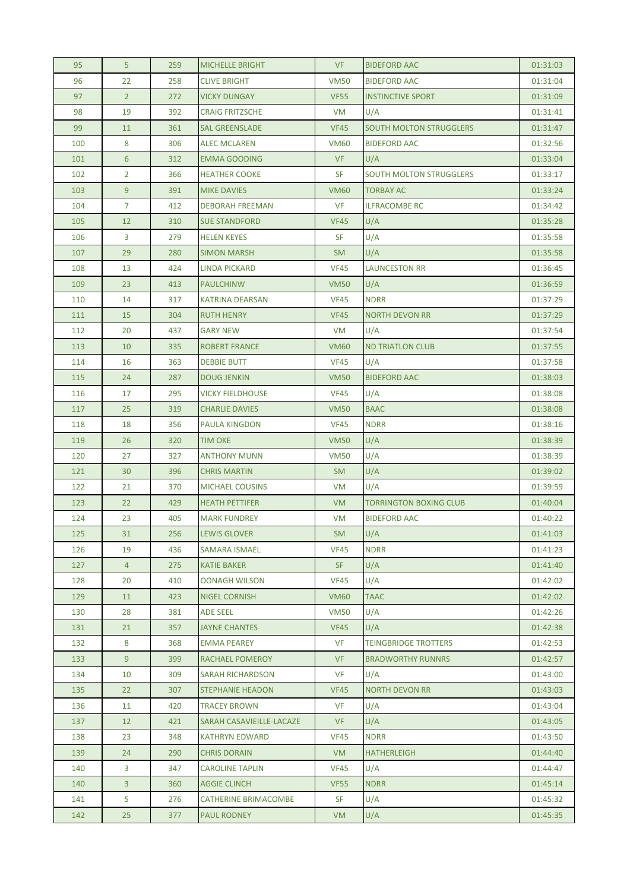| | | | | | | |
|---|---|---|---|---|---|---|
| 95 | 5 | 259 | MICHELLE BRIGHT | VF | BIDEFORD AAC | 01:31:03 |
| 96 | 22 | 258 | CLIVE BRIGHT | VM50 | BIDEFORD AAC | 01:31:04 |
| 97 | 2 | 272 | VICKY DUNGAY | VF55 | INSTINCTIVE SPORT | 01:31:09 |
| 98 | 19 | 392 | CRAIG FRITZSCHE | VM | U/A | 01:31:41 |
| 99 | 11 | 361 | SAL GREENSLADE | VF45 | SOUTH MOLTON STRUGGLERS | 01:31:47 |
| 100 | 8 | 306 | ALEC MCLAREN | VM60 | BIDEFORD AAC | 01:32:56 |
| 101 | 6 | 312 | EMMA GOODING | VF | U/A | 01:33:04 |
| 102 | 2 | 366 | HEATHER COOKE | SF | SOUTH MOLTON STRUGGLERS | 01:33:17 |
| 103 | 9 | 391 | MIKE DAVIES | VM60 | TORBAY AC | 01:33:24 |
| 104 | 7 | 412 | DEBORAH FREEMAN | VF | ILFRACOMBE RC | 01:34:42 |
| 105 | 12 | 310 | SUE STANDFORD | VF45 | U/A | 01:35:28 |
| 106 | 3 | 279 | HELEN KEYES | SF | U/A | 01:35:58 |
| 107 | 29 | 280 | SIMON MARSH | SM | U/A | 01:35:58 |
| 108 | 13 | 424 | LINDA PICKARD | VF45 | LAUNCESTON RR | 01:36:45 |
| 109 | 23 | 413 | PAULCHINW | VM50 | U/A | 01:36:59 |
| 110 | 14 | 317 | KATRINA DEARSAN | VF45 | NDRR | 01:37:29 |
| 111 | 15 | 304 | RUTH HENRY | VF45 | NORTH DEVON RR | 01:37:29 |
| 112 | 20 | 437 | GARY NEW | VM | U/A | 01:37:54 |
| 113 | 10 | 335 | ROBERT FRANCE | VM60 | ND TRIATLON CLUB | 01:37:55 |
| 114 | 16 | 363 | DEBBIE BUTT | VF45 | U/A | 01:37:58 |
| 115 | 24 | 287 | DOUG JENKIN | VM50 | BIDEFORD AAC | 01:38:03 |
| 116 | 17 | 295 | VICKY FIELDHOUSE | VF45 | U/A | 01:38:08 |
| 117 | 25 | 319 | CHARLIE DAVIES | VM50 | BAAC | 01:38:08 |
| 118 | 18 | 356 | PAULA KINGDON | VF45 | NDRR | 01:38:16 |
| 119 | 26 | 320 | TIM OKE | VM50 | U/A | 01:38:39 |
| 120 | 27 | 327 | ANTHONY MUNN | VM50 | U/A | 01:38:39 |
| 121 | 30 | 396 | CHRIS MARTIN | SM | U/A | 01:39:02 |
| 122 | 21 | 370 | MICHAEL COUSINS | VM | U/A | 01:39:59 |
| 123 | 22 | 429 | HEATH PETTIFER | VM | TORRINGTON BOXING CLUB | 01:40:04 |
| 124 | 23 | 405 | MARK FUNDREY | VM | BIDEFORD AAC | 01:40:22 |
| 125 | 31 | 256 | LEWIS GLOVER | SM | U/A | 01:41:03 |
| 126 | 19 | 436 | SAMARA ISMAEL | VF45 | NDRR | 01:41:23 |
| 127 | 4 | 275 | KATIE BAKER | SF | U/A | 01:41:40 |
| 128 | 20 | 410 | OONAGH WILSON | VF45 | U/A | 01:42:02 |
| 129 | 11 | 423 | NIGEL CORNISH | VM60 | TAAC | 01:42:02 |
| 130 | 28 | 381 | ADE SEEL | VM50 | U/A | 01:42:26 |
| 131 | 21 | 357 | JAYNE CHANTES | VF45 | U/A | 01:42:38 |
| 132 | 8 | 368 | EMMA PEAREY | VF | TEINGBRIDGE TROTTERS | 01:42:53 |
| 133 | 9 | 399 | RACHAEL POMEROY | VF | BRADWORTHY RUNNRS | 01:42:57 |
| 134 | 10 | 309 | SARAH RICHARDSON | VF | U/A | 01:43:00 |
| 135 | 22 | 307 | STEPHANIE HEADON | VF45 | NORTH DEVON RR | 01:43:03 |
| 136 | 11 | 420 | TRACEY BROWN | VF | U/A | 01:43:04 |
| 137 | 12 | 421 | SARAH CASAVIEILLE-LACAZE | VF | U/A | 01:43:05 |
| 138 | 23 | 348 | KATHRYN EDWARD | VF45 | NDRR | 01:43:50 |
| 139 | 24 | 290 | CHRIS DORAIN | VM | HATHERLEIGH | 01:44:40 |
| 140 | 3 | 347 | CAROLINE TAPLIN | VF45 | U/A | 01:44:47 |
| 140 | 3 | 360 | AGGIE CLINCH | VF55 | NDRR | 01:45:14 |
| 141 | 5 | 276 | CATHERINE BRIMACOMBE | SF | U/A | 01:45:32 |
| 142 | 25 | 377 | PAUL RODNEY | VM | U/A | 01:45:35 |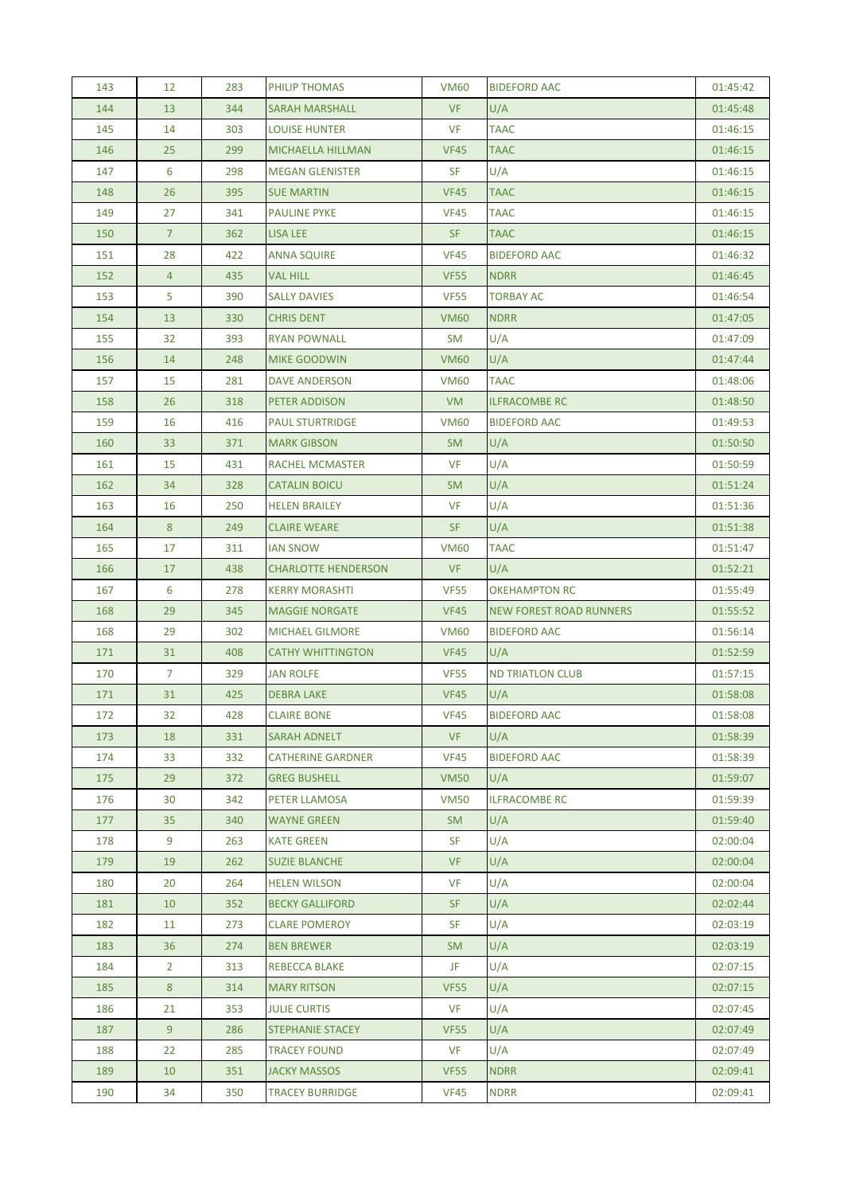| | | | | | | |
|---|---|---|---|---|---|---|
| 143 | 12 | 283 | PHILIP THOMAS | VM60 | BIDEFORD AAC | 01:45:42 |
| 144 | 13 | 344 | SARAH MARSHALL | VF | U/A | 01:45:48 |
| 145 | 14 | 303 | LOUISE HUNTER | VF | TAAC | 01:46:15 |
| 146 | 25 | 299 | MICHAELLA HILLMAN | VF45 | TAAC | 01:46:15 |
| 147 | 6 | 298 | MEGAN GLENISTER | SF | U/A | 01:46:15 |
| 148 | 26 | 395 | SUE MARTIN | VF45 | TAAC | 01:46:15 |
| 149 | 27 | 341 | PAULINE PYKE | VF45 | TAAC | 01:46:15 |
| 150 | 7 | 362 | LISA LEE | SF | TAAC | 01:46:15 |
| 151 | 28 | 422 | ANNA SQUIRE | VF45 | BIDEFORD AAC | 01:46:32 |
| 152 | 4 | 435 | VAL HILL | VF55 | NDRR | 01:46:45 |
| 153 | 5 | 390 | SALLY DAVIES | VF55 | TORBAY AC | 01:46:54 |
| 154 | 13 | 330 | CHRIS DENT | VM60 | NDRR | 01:47:05 |
| 155 | 32 | 393 | RYAN POWNALL | SM | U/A | 01:47:09 |
| 156 | 14 | 248 | MIKE GOODWIN | VM60 | U/A | 01:47:44 |
| 157 | 15 | 281 | DAVE ANDERSON | VM60 | TAAC | 01:48:06 |
| 158 | 26 | 318 | PETER ADDISON | VM | ILFRACOMBE RC | 01:48:50 |
| 159 | 16 | 416 | PAUL STURTRIDGE | VM60 | BIDEFORD AAC | 01:49:53 |
| 160 | 33 | 371 | MARK GIBSON | SM | U/A | 01:50:50 |
| 161 | 15 | 431 | RACHEL MCMASTER | VF | U/A | 01:50:59 |
| 162 | 34 | 328 | CATALIN BOICU | SM | U/A | 01:51:24 |
| 163 | 16 | 250 | HELEN BRAILEY | VF | U/A | 01:51:36 |
| 164 | 8 | 249 | CLAIRE WEARE | SF | U/A | 01:51:38 |
| 165 | 17 | 311 | IAN SNOW | VM60 | TAAC | 01:51:47 |
| 166 | 17 | 438 | CHARLOTTE HENDERSON | VF | U/A | 01:52:21 |
| 167 | 6 | 278 | KERRY MORASHTI | VF55 | OKEHAMPTON RC | 01:55:49 |
| 168 | 29 | 345 | MAGGIE NORGATE | VF45 | NEW FOREST ROAD RUNNERS | 01:55:52 |
| 168 | 29 | 302 | MICHAEL GILMORE | VM60 | BIDEFORD AAC | 01:56:14 |
| 171 | 31 | 408 | CATHY WHITTINGTON | VF45 | U/A | 01:52:59 |
| 170 | 7 | 329 | JAN ROLFE | VF55 | ND TRIATLON CLUB | 01:57:15 |
| 171 | 31 | 425 | DEBRA LAKE | VF45 | U/A | 01:58:08 |
| 172 | 32 | 428 | CLAIRE BONE | VF45 | BIDEFORD AAC | 01:58:08 |
| 173 | 18 | 331 | SARAH ADNELT | VF | U/A | 01:58:39 |
| 174 | 33 | 332 | CATHERINE GARDNER | VF45 | BIDEFORD AAC | 01:58:39 |
| 175 | 29 | 372 | GREG BUSHELL | VM50 | U/A | 01:59:07 |
| 176 | 30 | 342 | PETER LLAMOSA | VM50 | ILFRACOMBE RC | 01:59:39 |
| 177 | 35 | 340 | WAYNE GREEN | SM | U/A | 01:59:40 |
| 178 | 9 | 263 | KATE GREEN | SF | U/A | 02:00:04 |
| 179 | 19 | 262 | SUZIE BLANCHE | VF | U/A | 02:00:04 |
| 180 | 20 | 264 | HELEN WILSON | VF | U/A | 02:00:04 |
| 181 | 10 | 352 | BECKY GALLIFORD | SF | U/A | 02:02:44 |
| 182 | 11 | 273 | CLARE POMEROY | SF | U/A | 02:03:19 |
| 183 | 36 | 274 | BEN BREWER | SM | U/A | 02:03:19 |
| 184 | 2 | 313 | REBECCA BLAKE | JF | U/A | 02:07:15 |
| 185 | 8 | 314 | MARY RITSON | VF55 | U/A | 02:07:15 |
| 186 | 21 | 353 | JULIE CURTIS | VF | U/A | 02:07:45 |
| 187 | 9 | 286 | STEPHANIE STACEY | VF55 | U/A | 02:07:49 |
| 188 | 22 | 285 | TRACEY FOUND | VF | U/A | 02:07:49 |
| 189 | 10 | 351 | JACKY MASSOS | VF55 | NDRR | 02:09:41 |
| 190 | 34 | 350 | TRACEY BURRIDGE | VF45 | NDRR | 02:09:41 |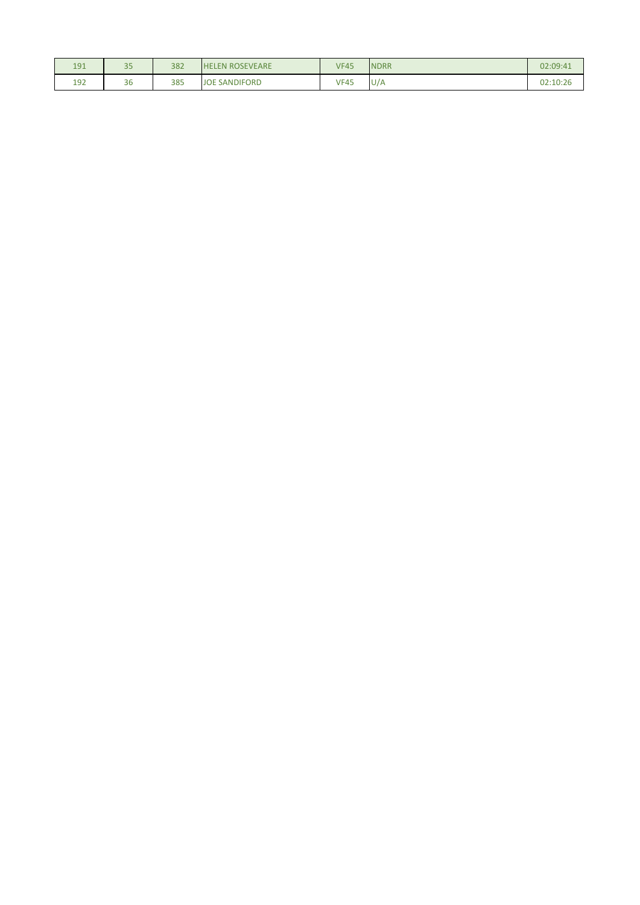| | | | | | | |
|---|---|---|---|---|---|---|
| 191 | 35 | 382 | HELEN ROSEVEARE | VF45 | NDRR | 02:09:41 |
| 192 | 36 | 385 | JOE SANDIFORD | VF45 | U/A | 02:10:26 |